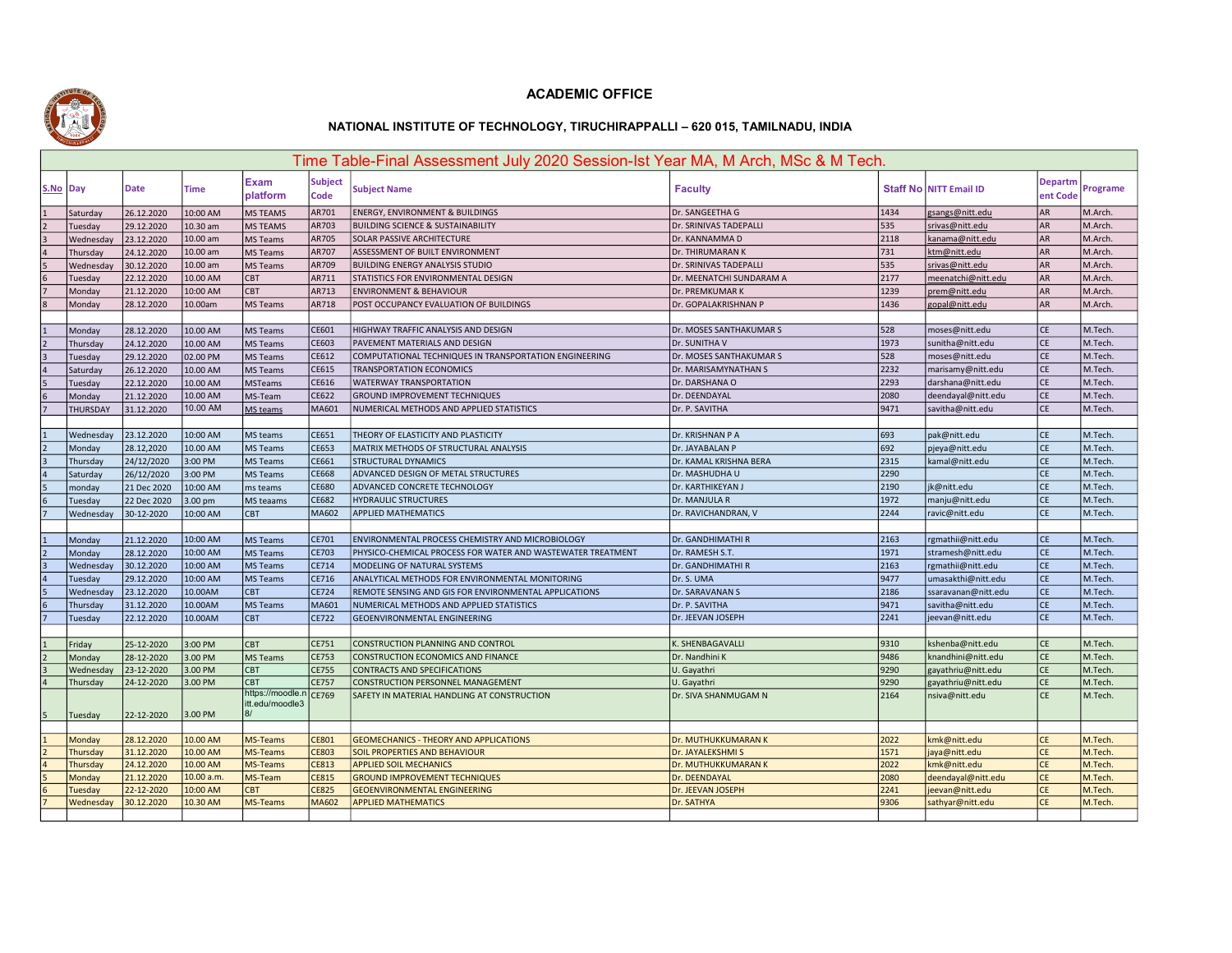## ACADEMIC OFFICE

### NATIONAL INSTITUTE OF TECHNOLOGY, TIRUCHIRAPPALLI – 620 015, TAMILNADU, INDIA

**Time Table-Final Assessment July 2020 Session-Ist Year MA, M Arch, MSc & M Tech.**

| S.No | Day | Date | Time | Exam platform | Subject Code | Subject Name | Faculty | Staff No | NITT Email ID | Department Code | Programe |
|---|---|---|---|---|---|---|---|---|---|---|---|
| 1 | Saturday | 26.12.2020 | 10:00 AM | MS TEAMS | AR701 | ENERGY, ENVIRONMENT & BUILDINGS | Dr. SANGEETHA G | 1434 | gsangs@nitt.edu | AR | M.Arch. |
| 2 | Tuesday | 29.12.2020 | 10.30 am | MS TEAMS | AR703 | BUILDING SCIENCE & SUSTAINABILITY | Dr. SRINIVAS TADEPALLI | 535 | srivas@nitt.edu | AR | M.Arch. |
| 3 | Wednesday | 23.12.2020 | 10.00 am | MS Teams | AR705 | SOLAR PASSIVE ARCHITECTURE | Dr. KANNAMMA D | 2118 | kanama@nitt.edu | AR | M.Arch. |
| 4 | Thursday | 24.12.2020 | 10.00 am | MS Teams | AR707 | ASSESSMENT OF BUILT ENVIRONMENT | Dr. THIRUMARAN K | 731 | ktm@nitt.edu | AR | M.Arch. |
| 5 | Wednesday | 30.12.2020 | 10.00 am | MS Teams | AR709 | BUILDING ENERGY ANALYSIS STUDIO | Dr. SRINIVAS TADEPALLI | 535 | srivas@nitt.edu | AR | M.Arch. |
| 6 | Tuesday | 22.12.2020 | 10.00 AM | CBT | AR711 | STATISTICS FOR ENVIRONMENTAL DESIGN | Dr. MEENATCHI SUNDARAM A | 2177 | meenatchi@nitt.edu | AR | M.Arch. |
| 7 | Monday | 21.12.2020 | 10:00 AM | CBT | AR713 | ENVIRONMENT & BEHAVIOUR | Dr. PREMKUMAR K | 1239 | prem@nitt.edu | AR | M.Arch. |
| 8 | Monday | 28.12.2020 | 10.00am | MS Teams | AR718 | POST OCCUPANCY EVALUATION OF BUILDINGS | Dr. GOPALAKRISHNAN P | 1436 | gopal@nitt.edu | AR | M.Arch. |
| | | | | | | | | | | | |
| 1 | Monday | 28.12.2020 | 10.00 AM | MS Teams | CE601 | HIGHWAY TRAFFIC ANALYSIS AND DESIGN | Dr. MOSES SANTHAKUMAR S | 528 | moses@nitt.edu | CE | M.Tech. |
| 2 | Thursday | 24.12.2020 | 10.00 AM | MS Teams | CE603 | PAVEMENT MATERIALS AND DESIGN | Dr. SUNITHA V | 1973 | sunitha@nitt.edu | CE | M.Tech. |
| 3 | Tuesday | 29.12.2020 | 02.00 PM | MS Teams | CE612 | COMPUTATIONAL TECHNIQUES IN TRANSPORTATION ENGINEERING | Dr. MOSES SANTHAKUMAR S | 528 | moses@nitt.edu | CE | M.Tech. |
| 4 | Saturday | 26.12.2020 | 10.00 AM | MS Teams | CE615 | TRANSPORTATION ECONOMICS | Dr. MARISAMYNATHAN S | 2232 | marisamy@nitt.edu | CE | M.Tech. |
| 5 | Tuesday | 22.12.2020 | 10.00 AM | MSTeams | CE616 | WATERWAY TRANSPORTATION | Dr. DARSHANA O | 2293 | darshana@nitt.edu | CE | M.Tech. |
| 6 | Monday | 21.12.2020 | 10.00 AM | MS-Team | CE622 | GROUND IMPROVEMENT TECHNIQUES | Dr. DEENDAYAL | 2080 | deendayal@nitt.edu | CE | M.Tech. |
| 7 | THURSDAY | 31.12.2020 | 10.00 AM | MS teams | MA601 | NUMERICAL METHODS AND APPLIED STATISTICS | Dr. P. SAVITHA | 9471 | savitha@nitt.edu | CE | M.Tech. |
| | | | | | | | | | | | |
| 1 | Wednesday | 23.12.2020 | 10:00 AM | MS teams | CE651 | THEORY OF ELASTICITY AND PLASTICITY | Dr. KRISHNAN P A | 693 | pak@nitt.edu | CE | M.Tech. |
| 2 | Monday | 28.12,2020 | 10.00 AM | MS Teams | CE653 | MATRIX METHODS OF STRUCTURAL ANALYSIS | Dr. JAYABALAN P | 692 | pjeya@nitt.edu | CE | M.Tech. |
| 3 | Thursday | 24/12/2020 | 3:00 PM | MS Teams | CE661 | STRUCTURAL DYNAMICS | Dr. KAMAL KRISHNA BERA | 2315 | kamal@nitt.edu | CE | M.Tech. |
| 4 | Saturday | 26/12/2020 | 3:00 PM | MS Teams | CE668 | ADVANCED DESIGN OF METAL STRUCTURES | Dr. MASHUDHA U | 2290 | | CE | M.Tech. |
| 5 | monday | 21 Dec 2020 | 10:00 AM | ms teams | CE680 | ADVANCED CONCRETE TECHNOLOGY | Dr. KARTHIKEYAN J | 2190 | jk@nitt.edu | CE | M.Tech. |
| 6 | Tuesday | 22 Dec 2020 | 3.00 pm | MS teaams | CE682 | HYDRAULIC STRUCTURES | Dr. MANJULA R | 1972 | manju@nitt.edu | CE | M.Tech. |
| 7 | Wednesday | 30-12-2020 | 10:00 AM | CBT | MA602 | APPLIED MATHEMATICS | Dr. RAVICHANDRAN, V | 2244 | ravic@nitt.edu | CE | M.Tech. |
| | | | | | | | | | | | |
| 1 | Monday | 21.12.2020 | 10:00 AM | MS Teams | CE701 | ENVIRONMENTAL PROCESS CHEMISTRY AND MICROBIOLOGY | Dr. GANDHIMATHI R | 2163 | rgmathii@nitt.edu | CE | M.Tech. |
| 2 | Monday | 28.12.2020 | 10:00 AM | MS Teams | CE703 | PHYSICO-CHEMICAL PROCESS FOR WATER AND WASTEWATER TREATMENT | Dr. RAMESH S.T. | 1971 | stramesh@nitt.edu | CE | M.Tech. |
| 3 | Wednesday | 30.12.2020 | 10:00 AM | MS Teams | CE714 | MODELING OF NATURAL SYSTEMS | Dr. GANDHIMATHI R | 2163 | rgmathii@nitt.edu | CE | M.Tech. |
| 4 | Tuesday | 29.12.2020 | 10:00 AM | MS Teams | CE716 | ANALYTICAL METHODS FOR ENVIRONMENTAL MONITORING | Dr. S. UMA | 9477 | umasakthi@nitt.edu | CE | M.Tech. |
| 5 | Wednesday | 23.12.2020 | 10.00AM | CBT | CE724 | REMOTE SENSING AND GIS FOR ENVIRONMENTAL APPLICATIONS | Dr. SARAVANAN S | 2186 | ssaravanan@nitt.edu | CE | M.Tech. |
| 6 | Thursday | 31.12.2020 | 10.00AM | MS Teams | MA601 | NUMERICAL METHODS AND APPLIED STATISTICS | Dr. P. SAVITHA | 9471 | savitha@nitt.edu | CE | M.Tech. |
| 7 | Tuesday | 22.12.2020 | 10.00AM | CBT | CE722 | GEOENVIRONMENTAL ENGINEERING | Dr. JEEVAN JOSEPH | 2241 | jeevan@nitt.edu | CE | M.Tech. |
| | | | | | | | | | | | |
| 1 | Friday | 25-12-2020 | 3:00 PM | CBT | CE751 | CONSTRUCTION PLANNING AND CONTROL | K. SHENBAGAVALLI | 9310 | kshenba@nitt.edu | CE | M.Tech. |
| 2 | Monday | 28-12-2020 | 3.00 PM | MS Teams | CE753 | CONSTRUCTION ECONOMICS AND FINANCE | Dr. Nandhini K | 9486 | knandhini@nitt.edu | CE | M.Tech. |
| 3 | Wednesday | 23-12-2020 | 3.00 PM | CBT | CE755 | CONTRACTS AND SPECIFICATIONS | U. Gayathri | 9290 | gayathriu@nitt.edu | CE | M.Tech. |
| 4 | Thursday | 24-12-2020 | 3.00 PM | CBT | CE757 | CONSTRUCTION PERSONNEL MANAGEMENT | U. Gayathri | 9290 | gayathriu@nitt.edu | CE | M.Tech. |
| 5 | Tuesday | 22-12-2020 | 3.00 PM | https://moodle.nitt.edu/moodle38/ | CE769 | SAFETY IN MATERIAL HANDLING AT CONSTRUCTION | Dr. SIVA SHANMUGAM N | 2164 | nsiva@nitt.edu | CE | M.Tech. |
| | | | | | | | | | | | |
| 1 | Monday | 28.12.2020 | 10.00 AM | MS-Teams | CE801 | GEOMECHANICS - THEORY AND APPLICATIONS | Dr. MUTHUKKUMARAN K | 2022 | kmk@nitt.edu | CE | M.Tech. |
| 2 | Thursday | 31.12.2020 | 10.00 AM | MS-Teams | CE803 | SOIL PROPERTIES AND BEHAVIOUR | Dr. JAYALEKSHMI S | 1571 | jaya@nitt.edu | CE | M.Tech. |
| 4 | Thursday | 24.12.2020 | 10.00 AM | MS-Teams | CE813 | APPLIED SOIL MECHANICS | Dr. MUTHUKKUMARAN K | 2022 | kmk@nitt.edu | CE | M.Tech. |
| 5 | Monday | 21.12.2020 | 10.00 a.m. | MS-Team | CE815 | GROUND IMPROVEMENT TECHNIQUES | Dr. DEENDAYAL | 2080 | deendayal@nitt.edu | CE | M.Tech. |
| 6 | Tuesday | 22-12-2020 | 10:00 AM | CBT | CE825 | GEOENVIRONMENTAL ENGINEERING | Dr. JEEVAN JOSEPH | 2241 | jeevan@nitt.edu | CE | M.Tech. |
| 7 | Wednesday | 30.12.2020 | 10.30 AM | MS-Teams | MA602 | APPLIED MATHEMATICS | Dr. SATHYA | 9306 | sathyar@nitt.edu | CE | M.Tech. |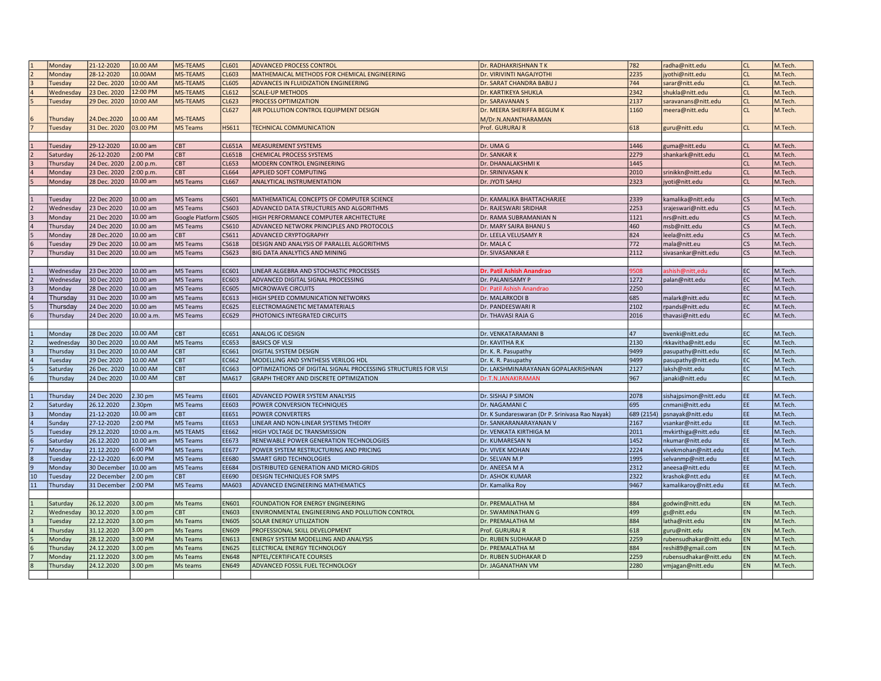| | | | | | | | | | | |
|---|---|---|---|---|---|---|---|---|---|---|
| 1 | Monday | 21-12-2020 | 10.00 AM | MS-TEAMS | CL601 | ADVANCED PROCESS CONTROL | Dr. RADHAKRISHNAN T K | 782 | radha@nitt.edu | CL | M.Tech. |
| 2 | Monday | 28-12-2020 | 10.00AM | MS-TEAMS | CL603 | MATHEMAICAL METHODS FOR CHEMICAL ENGINEERING | Dr. VIRIVINTI NAGAJYOTHI | 2235 | jyothi@nitt.edu | CL | M.Tech. |
| 3 | Tuesday | 22 Dec. 2020 | 10:00 AM | MS-TEAMS | CL605 | ADVANCES IN FLUIDIZATION ENGINEERING | Dr. SARAT CHANDRA BABU J | 744 | sarar@nitt.edu | CL | M.Tech. |
| 4 | Wednesday | 23 Dec. 2020 | 12:00 PM | MS-TEAMS | CL612 | SCALE-UP METHODS | Dr. KARTIKEYA SHUKLA | 2342 | shukla@nitt.edu | CL | M.Tech. |
| 5 | Tuesday | 29 Dec. 2020 | 10:00 AM | MS-TEAMS | CL623 | PROCESS OPTIMIZATION | Dr. SARAVANAN S | 2137 | saravanans@nitt.edu | CL | M.Tech. |
| 6 | Thursday | 24.Dec.2020 | 10.00 AM | MS-TEAMS | CL627 | AIR POLLUTION CONTROL EQUIPMENT DESIGN | Dr. MEERA SHERIFFA BEGUM K M/Dr.N.ANANTHARAMAN | 1160 | meera@nitt.edu | CL | M.Tech. |
| 7 | Tuesday | 31 Dec. 2020 | 03.00 PM | MS Teams | HS611 | TECHNICAL COMMUNICATION | Prof. GURURAJ R | 618 | guru@nitt.edu | CL | M.Tech. |
| | | | | | | | | | | | |
| 1 | Tuesday | 29-12-2020 | 10.00 am | CBT | CL651A | MEASUREMENT SYSTEMS | Dr. UMA G | 1446 | guma@nitt.edu | CL | M.Tech. |
| 2 | Saturday | 26-12-2020 | 2:00 PM | CBT | CL651B | CHEMICAL PROCESS SYSTEMS | Dr. SANKAR K | 2279 | shankark@nitt.edu | CL | M.Tech. |
| 3 | Thursday | 24 Dec. 2020 | 2.00 p.m. | CBT | CL653 | MODERN CONTROL ENGINEERING | Dr. DHANALAKSHMI K | 1445 | | CL | M.Tech. |
| 4 | Monday | 23 Dec. 2020 | 2:00 p.m. | CBT | CL664 | APPLIED SOFT COMPUTING | Dr. SRINIVASAN K | 2010 | srinikkn@nitt.edu | CL | M.Tech. |
| 5 | Monday | 28 Dec. 2020 | 10.00 am | MS Teams | CL667 | ANALYTICAL INSTRUMENTATION | Dr. JYOTI SAHU | 2323 | jyoti@nitt.edu | CL | M.Tech. |
| | | | | | | | | | | | |
| 1 | Tuesday | 22 Dec 2020 | 10.00 am | MS Teams | CS601 | MATHEMATICAL CONCEPTS OF COMPUTER SCIENCE | Dr. KAMALIKA BHATTACHARJEE | 2339 | kamalika@nitt.edu | CS | M.Tech. |
| 2 | Wednesday | 23 Dec 2020 | 10.00 am | MS Teams | CS603 | ADVANCED DATA STRUCTURES AND ALGORITHMS | Dr. RAJESWARI SRIDHAR | 2253 | srajeswari@nitt.edu | CS | M.Tech. |
| 3 | Monday | 21 Dec 2020 | 10.00 am | Google Platform | CS605 | HIGH PERFORMANCE COMPUTER ARCHITECTURE | Dr. RAMA SUBRAMANIAN N | 1121 | nrs@nitt.edu | CS | M.Tech. |
| 4 | Thursday | 24 Dec 2020 | 10.00 am | MS Teams | CS610 | ADVANCED NETWORK PRINCIPLES AND PROTOCOLS | Dr. MARY SAIRA BHANU S | 460 | msb@nitt.edu | CS | M.Tech. |
| 5 | Monday | 28 Dec.2020 | 10.00 am | CBT | CS611 | ADVANCED CRYPTOGRAPHY | Dr. LEELA VELUSAMY R | 824 | leela@nitt.edu | CS | M.Tech. |
| 6 | Tuesday | 29 Dec 2020 | 10.00 am | MS Teams | CS618 | DESIGN AND ANALYSIS OF PARALLEL ALGORITHMS | Dr. MALA C | 772 | mala@nitt.eu | CS | M.Tech. |
| 7 | Thursday | 31 Dec 2020 | 10.00 am | MS Teams | CS623 | BIG DATA ANALYTICS AND MINING | Dr. SIVASANKAR E | 2112 | sivasankar@nitt.edu | CS | M.Tech. |
| | | | | | | | | | | | |
| 1 | Wednesday | 23 Dec 2020 | 10.00 am | MS Teams | EC601 | LINEAR ALGEBRA AND STOCHASTIC PROCESSES | **Dr. Patil Ashish Anandrao** | 9508 | ashish@nitt,edu | EC | M.Tech. |
| 2 | Wednesday | 30 Dec 2020 | 10.00 am | MS Teams | EC603 | ADVANCED DIGITAL SIGNAL PROCESSING | Dr. PALANISAMY P | 1272 | palan@nitt.edu | EC | M.Tech. |
| 3 | Monday | 28 Dec 2020 | 10.00 am | MS Teams | EC605 | MICROWAVE CIRCUITS | Dr. Patil Ashish Anandrao | 2250 | | EC | M.Tech. |
| 4 | Thursday | 31 Dec 2020 | 10.00 am | MS Teams | EC613 | HIGH SPEED COMMUNICATION NETWORKS | Dr. MALARKODI B | 685 | malark@nitt.edu | EC | M.Tech. |
| 5 | Thursday | 24 Dec 2020 | 10.00 am | MS Teams | EC625 | ELECTROMAGNETIC METAMATERIALS | Dr. PANDEESWARI R | 2102 | rpands@nitt.edu | EC | M.Tech. |
| 6 | Thursday | 24 Dec 2020 | 10.00 a.m. | MS Teams | EC629 | PHOTONICS INTEGRATED CIRCUITS | Dr. THAVASI RAJA G | 2016 | thavasi@nitt.edu | EC | M.Tech. |
| | | | | | | | | | | | |
| 1 | Monday | 28 Dec 2020 | 10.00 AM | CBT | EC651 | ANALOG IC DESIGN | Dr. VENKATARAMANI B | 47 | bvenki@nitt.edu | EC | M.Tech. |
| 2 | wednesday | 30 Dec 2020 | 10.00 AM | MS Teams | EC653 | BASICS OF VLSI | Dr. KAVITHA R.K | 2130 | rkkavitha@nitt.edu | EC | M.Tech. |
| 3 | Thursday | 31 Dec 2020 | 10.00 AM | CBT | EC661 | DIGITAL SYSTEM DESIGN | Dr. K. R. Pasupathy | 9499 | pasupathy@nitt.edu | EC | M.Tech. |
| 4 | Tuesday | 29 Dec 2020 | 10.00 AM | CBT | EC662 | MODELLING AND SYNTHESIS VERILOG HDL | Dr. K. R. Pasupathy | 9499 | pasupathy@nitt.edu | EC | M.Tech. |
| 5 | Saturday | 26 Dec. 2020 | 10.00 AM | CBT | EC663 | OPTIMIZATIONS OF DIGITAL SIGNAL PROCESSING STRUCTURES FOR VLSI | Dr. LAKSHMINARAYANAN GOPALAKRISHNAN | 2127 | laksh@nitt.edu | EC | M.Tech. |
| 6 | Thursday | 24 Dec 2020 | 10.00 AM | CBT | MA617 | GRAPH THEORY AND DISCRETE OPTIMIZATION | Dr.T.N.JANAKIRAMAN | 967 | janaki@nitt.edu | EC | M.Tech. |
| | | | | | | | | | | | |
| 1 | Thursday | 24 Dec 2020 | 2.30 pm | MS Teams | EE601 | ADVANCED POWER SYSTEM ANALYSIS | Dr. SISHAJ P SIMON | 2078 | sishajpsimon@nitt.edu | EE | M.Tech. |
| 2 | Saturday | 26.12.2020 | 2.30pm | MS Teams | EE603 | POWER CONVERSION TECHNIQUES | Dr. NAGAMANI C | 695 | cnmani@nitt.edu | EE | M.Tech. |
| 3 | Monday | 21-12-2020 | 10.00 am | CBT | EE651 | POWER CONVERTERS | Dr. K Sundareswaran (Dr P. Srinivasa Rao Nayak) | 689 (2154) | psnayak@nitt.edu | EE | M.Tech. |
| 4 | Sunday | 27-12-2020 | 2:00 PM | MS Teams | EE653 | LINEAR AND NON-LINEAR SYSTEMS THEORY | Dr. SANKARANARAYANAN V | 2167 | vsankar@nitt.edu | EE | M.Tech. |
| 5 | Tuesday | 29.12.2020 | 10:00 a.m. | MS TEAMS | EE662 | HIGH VOLTAGE DC TRANSMISSION | Dr. VENKATA KIRTHIGA M | 2011 | mvkirthiga@nitt.edu | EE | M.Tech. |
| 6 | Saturday | 26.12.2020 | 10.00 am | MS Teams | EE673 | RENEWABLE POWER GENERATION TECHNOLOGIES | Dr. KUMARESAN N | 1452 | nkumar@nitt.edu | EE | M.Tech. |
| 7 | Monday | 21.12.2020 | 6:00 PM | MS Teams | EE677 | POWER SYSTEM RESTRUCTURING AND PRICING | Dr. VIVEK MOHAN | 2224 | vivekmohan@nitt.edu | EE | M.Tech. |
| 8 | Tuesday | 22-12-2020 | 6:00 PM | MS Teams | EE680 | SMART GRID TECHNOLOGIES | Dr. SELVAN M.P | 1995 | selvanmp@nitt.edu | EE | M.Tech. |
| 9 | Monday | 30 December | 10.00 am | MS Teams | EE684 | DISTRIBUTED GENERATION AND MICRO-GRIDS | Dr. ANEESA M A | 2312 | aneesa@nitt.edu | EE | M.Tech. |
| 10 | Tuesday | 22 December | 2.00 pm | CBT | EE690 | DESIGN TECHNIQUES FOR SMPS | Dr. ASHOK KUMAR | 2322 | krashok@ntt.edu | EE | M.Tech. |
| 11 | Thursday | 31 December | 2:00 PM | MS Teams | MA603 | ADVANCED ENGINEERING MATHEMATICS | Dr. Kamalika Roy | 9467 | kamalikaroy@nitt.edu | EE | M.Tech. |
| | | | | | | | | | | | |
| 1 | Saturday | 26.12.2020 | 3.00 pm | Ms Teams | EN601 | FOUNDATION FOR ENERGY ENGINEERING | Dr. PREMALATHA M | 884 | godwin@nitt.edu | EN | M.Tech. |
| 2 | Wednesday | 30.12.2020 | 3.00 pm | CBT | EN603 | ENVIRONMENTAL ENGINEERING AND POLLUTION CONTROL | Dr. SWAMINATHAN G | 499 | gs@nitt.edu | EN | M.Tech. |
| 3 | Tuesday | 22.12.2020 | 3.00 pm | Ms Teams | EN605 | SOLAR ENERGY UTILIZATION | Dr. PREMALATHA M | 884 | latha@nitt.edu | EN | M.Tech. |
| 4 | Thursday | 31.12.2020 | 3.00 pm | Ms Teams | EN609 | PROFESSIONAL SKILL DEVELOPMENT | Prof. GURURAJ R | 618 | guru@nitt.edu | EN | M.Tech. |
| 5 | Monday | 28.12.2020 | 3:00 PM | Ms Teams | EN613 | ENERGY SYSTEM MODELLING AND ANALYSIS | Dr. RUBEN SUDHAKAR D | 2259 | rubensudhakar@nitt.edu | EN | M.Tech. |
| 6 | Thursday | 24.12.2020 | 3.00 pm | Ms Teams | EN625 | ELECTRICAL ENERGY TECHNOLOGY | Dr. PREMALATHA M | 884 | reshi89@gmail.com | EN | M.Tech. |
| 7 | Monday | 21.12.2020 | 3.00 pm | Ms Teams | EN648 | NPTEL/CERTIFICATE COURSES | Dr. RUBEN SUDHAKAR D | 2259 | rubensudhakar@nitt.edu | EN | M.Tech. |
| 8 | Thursday | 24.12.2020 | 3.00 pm | Ms teams | EN649 | ADVANCED FOSSIL FUEL TECHNOLOGY | Dr. JAGANATHAN VM | 2280 | vmjagan@nitt.edu | EN | M.Tech. |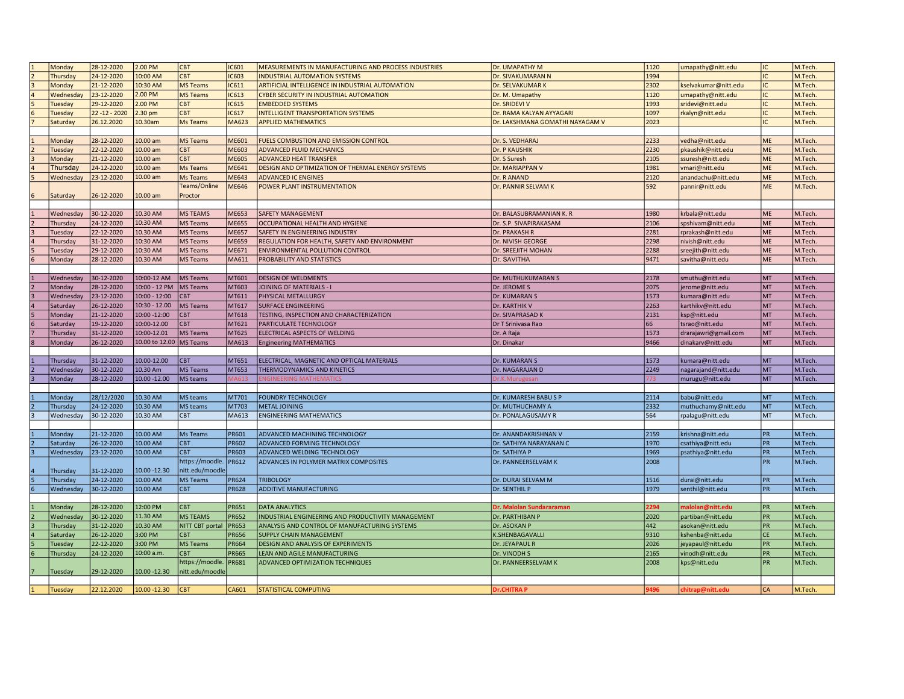| | | | | | | | | | | |
|---|---|---|---|---|---|---|---|---|---|---|
| 1 | Monday | 28-12-2020 | 2.00 PM | CBT | IC601 | MEASUREMENTS IN MANUFACTURING AND PROCESS INDUSTRIES | Dr. UMAPATHY M | 1120 | umapathy@nitt.edu | IC | M.Tech. |
| 2 | Thursday | 24-12-2020 | 10:00 AM | CBT | IC603 | INDUSTRIAL AUTOMATION SYSTEMS | Dr. SIVAKUMARAN N | 1994 | | IC | M.Tech. |
| 3 | Monday | 21-12-2020 | 10:30 AM | MS Teams | IC611 | ARTIFICIAL INTELLIGENCE IN INDUSTRIAL AUTOMATION | Dr. SELVAKUMAR K | 2302 | kselvakumar@nitt.edu | IC | M.Tech. |
| 4 | Wednesday | 23-12-2020 | 2.00 PM | MS Teams | IC613 | CYBER SECURITY IN INDUSTRIAL AUTOMATION | Dr. M. Umapathy | 1120 | umapathy@nitt.edu | IC | M.Tech. |
| 5 | Tuesday | 29-12-2020 | 2.00 PM | CBT | IC615 | EMBEDDED SYSTEMS | Dr. SRIDEVI V | 1993 | sridevi@nitt.edu | IC | M.Tech. |
| 6 | Tuesday | 22 -12 - 2020 | 2.30 pm | CBT | IC617 | INTELLIGENT TRANSPORTATION SYSTEMS | Dr. RAMA KALYAN AYYAGARI | 1097 | rkalyn@nitt.edu | IC | M.Tech. |
| 7 | Saturday | 26.12.2020 | 10.30am | Ms Teams | MA623 | APPLIED MATHEMATICS | Dr. LAKSHMANA GOMATHI NAYAGAM V | 2023 | | IC | M.Tech. |
| | | | | | | | | | | | |
| 1 | Monday | 28-12-2020 | 10.00 am | MS Teams | ME601 | FUELS COMBUSTION AND EMISSION CONTROL | Dr. S. VEDHARAJ | 2233 | vedha@nitt.edu | ME | M.Tech. |
| 2 | Tuesday | 22-12-2020 | 10.00 am | CBT | ME603 | ADVANCED FLUID MECHANICS | Dr. P KAUSHIK | 2230 | pkaushik@nitt.edu | ME | M.Tech. |
| 3 | Monday | 21-12-2020 | 10.00 am | CBT | ME605 | ADVANCED HEAT TRANSFER | Dr. S Suresh | 2105 | ssuresh@nitt.edu | ME | M.Tech. |
| 4 | Thursday | 24-12-2020 | 10.00 am | Ms Teams | ME641 | DESIGN AND OPTIMIZATION OF THERMAL ENERGY SYSTEMS | Dr. MARIAPPAN V | 1981 | vmari@nitt.edu | ME | M.Tech. |
| 5 | Wednesday | 23-12-2020 | 10.00 am | Ms Teams | ME643 | ADVANCED IC ENGINES | Dr. R ANAND | 2120 | anandachu@nitt.edu | ME | M.Tech. |
| 6 | Saturday | 26-12-2020 | 10.00 am | Teams/Online Proctor | ME646 | POWER PLANT INSTRUMENTATION | Dr. PANNIR SELVAM K | 592 | pannir@nitt.edu | ME | M.Tech. |
| | | | | | | | | | | | |
| 1 | Wednesday | 30-12-2020 | 10.30 AM | MS TEAMS | ME653 | SAFETY MANAGEMENT | Dr. BALASUBRAMANIAN K. R | 1980 | krbala@nitt.edu | ME | M.Tech. |
| 2 | Thursday | 24-12-2020 | 10.30 AM | MS Teams | ME655 | OCCUPATIONAL HEALTH AND HYGIENE | Dr. S.P. SIVAPIRAKASAM | 2106 | spshivam@nitt.edu | ME | M.Tech. |
| 3 | Tuesday | 22-12-2020 | 10.30 AM | MS Teams | ME657 | SAFETY IN ENGINEERING INDUSTRY | Dr. PRAKASH R | 2281 | rprakash@nitt.edu | ME | M.Tech. |
| 4 | Thursday | 31-12-2020 | 10.30 AM | MS Teams | ME659 | REGULATION FOR HEALTH, SAFETY AND ENVIRONMENT | Dr. NIVISH GEORGE | 2298 | nivish@nitt.edu | ME | M.Tech. |
| 5 | Tuesday | 29-12-2020 | 10.30 AM | MS Teams | ME671 | ENVIRONMENTAL POLLUTION CONTROL | Dr. SREEJITH MOHAN | 2288 | sreejith@nitt.edu | ME | M.Tech. |
| 6 | Monday | 28-12-2020 | 10.30 AM | MS Teams | MA611 | PROBABILITY AND STATISTICS | Dr. SAVITHA | 9471 | savitha@nitt.edu | ME | M.Tech. |
| | | | | | | | | | | | |
| 1 | Wednesday | 30-12-2020 | 10:00-12 AM | MS Teams | MT601 | DESIGN OF WELDMENTS | Dr. MUTHUKUMARAN S | 2178 | smuthu@nitt.edu | MT | M.Tech. |
| 2 | Monday | 28-12-2020 | 10:00 - 12 PM | MS Teams | MT603 | JOINING OF MATERIALS - I | Dr. JEROME S | 2075 | jerome@nitt.edu | MT | M.Tech. |
| 3 | Wednesday | 23-12-2020 | 10:00 - 12:00 | CBT | MT611 | PHYSICAL METALLURGY | Dr. KUMARAN S | 1573 | kumara@nitt.edu | MT | M.Tech. |
| 4 | Saturday | 26-12-2020 | 10:30 - 12.00 | MS Teams | MT617 | SURFACE ENGINEERING | Dr. KARTHIK V | 2263 | karthikv@nitt.edu | MT | M.Tech. |
| 5 | Monday | 21-12-2020 | 10:00 -12:00 | CBT | MT618 | TESTING, INSPECTION AND CHARACTERIZATION | Dr. SIVAPRASAD K | 2131 | ksp@nitt.edu | MT | M.Tech. |
| 6 | Saturday | 19-12-2020 | 10:00-12.00 | CBT | MT621 | PARTICULATE TECHNOLOGY | Dr T Srinivasa Rao | 66 | tsrao@nitt.edu | MT | M.Tech. |
| 7 | Thursday | 31-12-2020 | 10:00-12.01 | MS Teams | MT625 | ELECTRICAL ASPECTS OF WELDING | Dr. A Raja | 1573 | drarajawri@gmail.com | MT | M.Tech. |
| 8 | Monday | 26-12-2020 | 10.00 to 12.00 | MS Teams | MA613 | Engineering MATHEMATICS | Dr. Dinakar | 9466 | dinakarv@nitt.edu | MT | M.Tech. |
| | | | | | | | | | | | |
| 1 | Thursday | 31-12-2020 | 10.00-12.00 | CBT | MT651 | ELECTRICAL, MAGNETIC AND OPTICAL MATERIALS | Dr. KUMARAN S | 1573 | kumara@nitt.edu | MT | M.Tech. |
| 2 | Wednesday | 30-12-2020 | 10.30 Am | MS Teams | MT653 | THERMODYNAMICS AND KINETICS | Dr. NAGARAJAN D | 2249 | nagarajand@nitt.edu | MT | M.Tech. |
| 3 | Monday | 28-12-2020 | 10.00 -12.00 | MS teams | MA613 | ENGINEERING MATHEMATICS | Dr.K.Murugesan | 773 | murugu@nitt.edu | MT | M.Tech. |
| | | | | | | | | | | | |
| 1 | Monday | 28/12/2020 | 10.30 AM | MS teams | MT701 | FOUNDRY TECHNOLOGY | Dr. KUMARESH BABU S P | 2114 | babu@nitt.edu | MT | M.Tech. |
| 2 | Thursday | 24-12-2020 | 10.30 AM | MS teams | MT703 | METAL JOINING | Dr. MUTHUCHAMY A | 2332 | muthuchamy@nitt.edu | MT | M.Tech. |
| 3 | Wednesday | 30-12-2020 | 10.30 AM | CBT | MA613 | ENGINEERING MATHEMATICS | Dr. PONALAGUSAMY R | 564 | rpalagu@nitt.edu | MT | M.Tech. |
| | | | | | | | | | | | |
| 1 | Monday | 21-12-2020 | 10.00 AM | Ms Teams | PR601 | ADVANCED MACHINING TECHNOLOGY | Dr. ANANDAKRISHNAN V | 2159 | krishna@nitt.edu | PR | M.Tech. |
| 2 | Saturday | 26-12-2020 | 10.00 AM | CBT | PR602 | ADVANCED FORMING TECHNOLOGY | Dr. SATHIYA NARAYANAN C | 1970 | csathiya@nitt.edu | PR | M.Tech. |
| 3 | Wednesday | 23-12-2020 | 10.00 AM | CBT | PR603 | ADVANCED WELDING TECHNOLOGY | Dr. SATHIYA P | 1969 | psathiya@nitt.edu | PR | M.Tech. |
| 4 | Thursday | 31-12-2020 | 10.00 -12.30 | https://moodle.nitt.edu/moodle | PR612 | ADVANCES IN POLYMER MATRIX COMPOSITES | Dr. PANNEERSELVAM K | 2008 | | PR | M.Tech. |
| 5 | Thursday | 24-12-2020 | 10.00 AM | MS Teams | PR624 | TRIBOLOGY | Dr. DURAI SELVAM M | 1516 | durai@nitt.edu | PR | M.Tech. |
| 6 | Wednesday | 30-12-2020 | 10.00 AM | CBT | PR628 | ADDITIVE MANUFACTURING | Dr. SENTHIL P | 1979 | senthil@nitt.edu | PR | M.Tech. |
| | | | | | | | | | | | |
| 1 | Monday | 28-12-2020 | 12:00 PM | CBT | PR651 | DATA ANALYTICS | **Dr. Malolan Sundararaman** | **2294** | **malolan@nitt.edu** | PR | M.Tech. |
| 2 | Wednesday | 30-12-2020 | 11.30 AM | MS TEAMS | PR652 | INDUSTRIAL ENGINEERING AND PRODUCTIVITY MANAGEMENT | Dr. PARTHIBAN P | 2020 | partiban@nitt.edu | PR | M.Tech. |
| 3 | Thursday | 31-12-2020 | 10.30 AM | NITT CBT portal | PR653 | ANALYSIS AND CONTROL OF MANUFACTURING SYSTEMS | Dr. ASOKAN P | 442 | asokan@nitt.edu | PR | M.Tech. |
| 4 | Saturday | 26-12-2020 | 3:00 PM | CBT | PR656 | SUPPLY CHAIN MANAGEMENT | K.SHENBAGAVALLI | 9310 | kshenba@nitt.edu | CE | M.Tech. |
| 5 | Tuesday | 22-12-2020 | 3:00 PM | MS Teams | PR664 | DESIGN AND ANALYSIS OF EXPERIMENTS | Dr. JEYAPAUL R | 2026 | jeyapaul@nitt.edu | PR | M.Tech. |
| 6 | Thursday | 24-12-2020 | 10:00 a.m. | CBT | PR665 | LEAN AND AGILE MANUFACTURING | Dr. VINODH S | 2165 | vinodh@nitt.edu | PR | M.Tech. |
| 7 | Tuesday | 29-12-2020 | 10.00 -12.30 | https://moodle.nitt.edu/moodle | PR681 | ADVANCED OPTIMIZATION TECHNIQUES | Dr. PANNEERSELVAM K | 2008 | kps@nitt.edu | PR | M.Tech. |
| | | | | | | | | | | | |
| 1 | Tuesday | 22.12.2020 | 10.00 -12.30 | CBT | CA601 | STATISTICAL COMPUTING | **Dr.CHITRA P** | **9496** | **chitrap@nitt.edu** | CA | M.Tech. |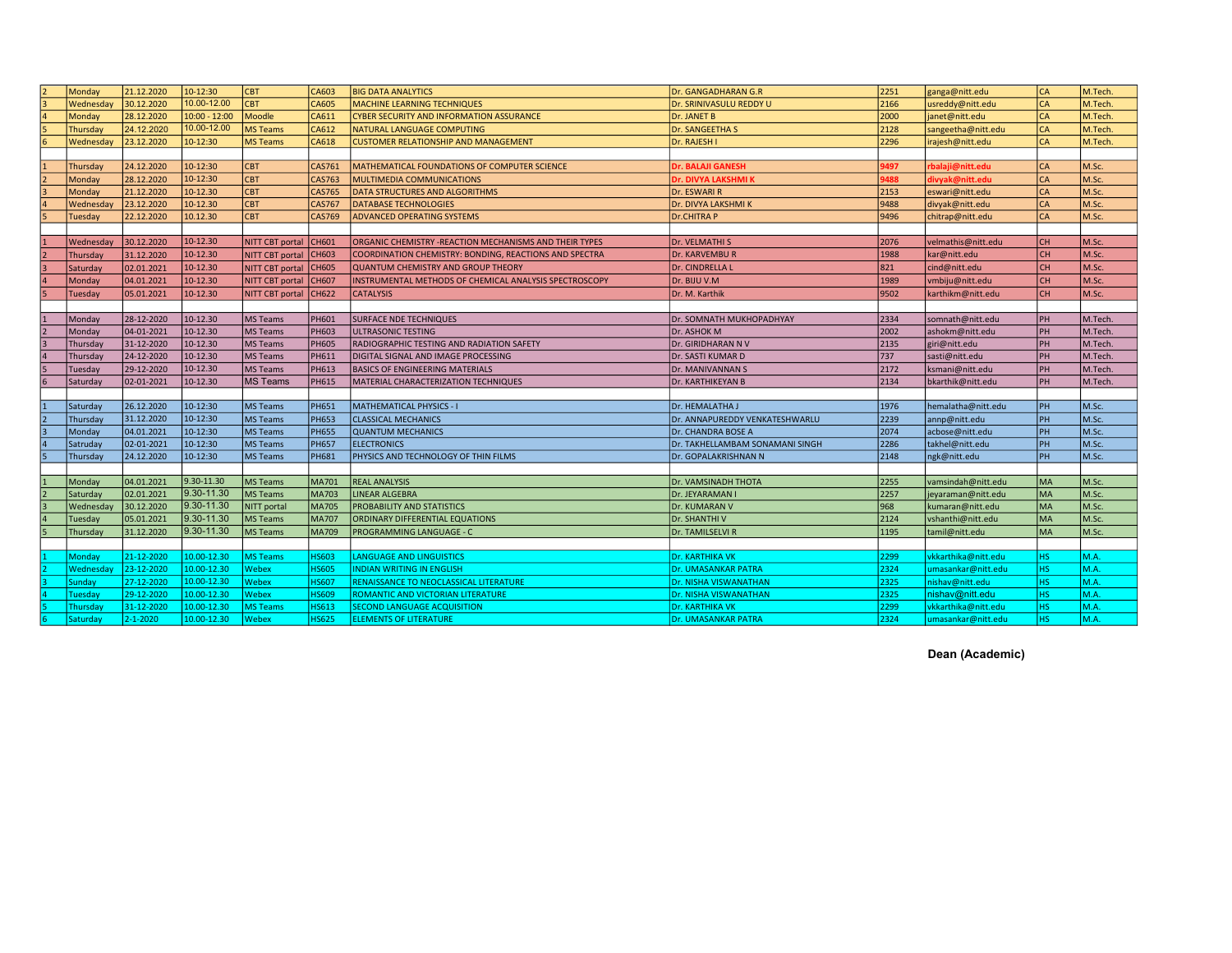| | | | | | | | | | | |
|---|---|---|---|---|---|---|---|---|---|---|
| 2 | Monday | 21.12.2020 | 10-12:30 | CBT | CA603 | BIG DATA ANALYTICS | Dr. GANGADHARAN G.R | 2251 | ganga@nitt.edu | CA | M.Tech. |
| 3 | Wednesday | 30.12.2020 | 10.00-12.00 | CBT | CA605 | MACHINE LEARNING TECHNIQUES | Dr. SRINIVASULU REDDY U | 2166 | usreddy@nitt.edu | CA | M.Tech. |
| 4 | Monday | 28.12.2020 | 10:00 - 12:00 | Moodle | CA611 | CYBER SECURITY AND INFORMATION ASSURANCE | Dr. JANET B | 2000 | janet@nitt.edu | CA | M.Tech. |
| 5 | Thursday | 24.12.2020 | 10.00-12.00 | MS Teams | CA612 | NATURAL LANGUAGE COMPUTING | Dr. SANGEETHA S | 2128 | sangeetha@nitt.edu | CA | M.Tech. |
| 6 | Wednesday | 23.12.2020 | 10-12:30 | MS Teams | CA618 | CUSTOMER RELATIONSHIP AND MANAGEMENT | Dr. RAJESH I | 2296 | irajesh@nitt.edu | CA | M.Tech. |
| | | | | | | | | | | | |
| 1 | Thursday | 24.12.2020 | 10-12:30 | CBT | CAS761 | MATHEMATICAL FOUNDATIONS OF COMPUTER SCIENCE | **Dr. BALAJI GANESH** | **9497** | **rbalaji@nitt.edu** | CA | M.Sc. |
| 2 | Monday | 28.12.2020 | 10-12:30 | CBT | CAS763 | MULTIMEDIA COMMUNICATIONS | **Dr. DIVYA LAKSHMI K** | **9488** | **divyak@nitt.edu** | CA | M.Sc. |
| 3 | Monday | 21.12.2020 | 10-12:30 | CBT | CAS765 | DATA STRUCTURES AND ALGORITHMS | Dr. ESWARI R | 2153 | eswari@nitt.edu | CA | M.Sc. |
| 4 | Wednesday | 23.12.2020 | 10-12:30 | CBT | CAS767 | DATABASE TECHNOLOGIES | Dr. DIVYA LAKSHMI K | 9488 | divyak@nitt.edu | CA | M.Sc. |
| 5 | Tuesday | 22.12.2020 | 10.12.30 | CBT | CAS769 | ADVANCED OPERATING SYSTEMS | Dr.CHITRA P | 9496 | chitrap@nitt.edu | CA | M.Sc. |
| | | | | | | | | | | | |
| 1 | Wednesday | 30.12.2020 | 10-12.30 | NITT CBT portal | CH601 | ORGANIC CHEMISTRY -REACTION MECHANISMS AND THEIR TYPES | Dr. VELMATHI S | 2076 | velmathis@nitt.edu | CH | M.Sc. |
| 2 | Thursday | 31.12.2020 | 10-12.30 | NITT CBT portal | CH603 | COORDINATION CHEMISTRY: BONDING, REACTIONS AND SPECTRA | Dr. KARVEMBU R | 1988 | kar@nitt.edu | CH | M.Sc. |
| 3 | Saturday | 02.01.2021 | 10-12.30 | NITT CBT portal | CH605 | QUANTUM CHEMISTRY AND GROUP THEORY | Dr. CINDRELLA L | 821 | cind@nitt.edu | CH | M.Sc. |
| 4 | Monday | 04.01.2021 | 10-12.30 | NITT CBT portal | CH607 | INSTRUMENTAL METHODS OF CHEMICAL ANALYSIS SPECTROSCOPY | Dr. BIJU V.M | 1989 | vmbiju@nitt.edu | CH | M.Sc. |
| 5 | Tuesday | 05.01.2021 | 10-12.30 | NITT CBT portal | CH622 | CATALYSIS | Dr. M. Karthik | 9502 | karthikm@nitt.edu | CH | M.Sc. |
| | | | | | | | | | | | |
| 1 | Monday | 28-12-2020 | 10-12.30 | MS Teams | PH601 | SURFACE NDE TECHNIQUES | Dr. SOMNATH MUKHOPADHYAY | 2334 | somnath@nitt.edu | PH | M.Tech. |
| 2 | Monday | 04-01-2021 | 10-12.30 | MS Teams | PH603 | ULTRASONIC TESTING | Dr. ASHOK M | 2002 | ashokm@nitt.edu | PH | M.Tech. |
| 3 | Thursday | 31-12-2020 | 10-12.30 | MS Teams | PH605 | RADIOGRAPHIC TESTING AND RADIATION SAFETY | Dr. GIRIDHARAN N V | 2135 | giri@nitt.edu | PH | M.Tech. |
| 4 | Thursday | 24-12-2020 | 10-12.30 | MS Teams | PH611 | DIGITAL SIGNAL AND IMAGE PROCESSING | Dr. SASTI KUMAR D | 737 | sasti@nitt.edu | PH | M.Tech. |
| 5 | Tuesday | 29-12-2020 | 10-12.30 | MS Teams | PH613 | BASICS OF ENGINEERING MATERIALS | Dr. MANIVANNAN S | 2172 | ksmani@nitt.edu | PH | M.Tech. |
| 6 | Saturday | 02-01-2021 | 10-12.30 | MS Teams | PH615 | MATERIAL CHARACTERIZATION TECHNIQUES | Dr. KARTHIKEYAN B | 2134 | bkarthik@nitt.edu | PH | M.Tech. |
| | | | | | | | | | | | |
| 1 | Saturday | 26.12.2020 | 10-12:30 | MS Teams | PH651 | MATHEMATICAL PHYSICS - I | Dr. HEMALATHA J | 1976 | hemalatha@nitt.edu | PH | M.Sc. |
| 2 | Thursday | 31.12.2020 | 10-12:30 | MS Teams | PH653 | CLASSICAL MECHANICS | Dr. ANNAPUREDDY VENKATESHWARLU | 2239 | annp@nitt.edu | PH | M.Sc. |
| 3 | Monday | 04.01.2021 | 10-12:30 | MS Teams | PH655 | QUANTUM MECHANICS | Dr. CHANDRA BOSE A | 2074 | acbose@nitt.edu | PH | M.Sc. |
| 4 | Satruday | 02-01-2021 | 10-12:30 | MS Teams | PH657 | ELECTRONICS | Dr. TAKHELLAMBAM SONAMANI SINGH | 2286 | takhel@nitt.edu | PH | M.Sc. |
| 5 | Thursday | 24.12.2020 | 10-12:30 | MS Teams | PH681 | PHYSICS AND TECHNOLOGY OF THIN FILMS | Dr. GOPALAKRISHNAN N | 2148 | ngk@nitt.edu | PH | M.Sc. |
| | | | | | | | | | | | |
| 1 | Monday | 04.01.2021 | 9.30-11.30 | MS Teams | MA701 | REAL ANALYSIS | Dr. VAMSINADH THOTA | 2255 | vamsindah@nitt.edu | MA | M.Sc. |
| 2 | Saturday | 02.01.2021 | 9.30-11.30 | MS Teams | MA703 | LINEAR ALGEBRA | Dr. JEYARAMAN I | 2257 | jeyaraman@nitt.edu | MA | M.Sc. |
| 3 | Wednesday | 30.12.2020 | 9.30-11.30 | NITT portal | MA705 | PROBABILITY AND STATISTICS | Dr. KUMARAN V | 968 | kumaran@nitt.edu | MA | M.Sc. |
| 4 | Tuesday | 05.01.2021 | 9.30-11.30 | MS Teams | MA707 | ORDINARY DIFFERENTIAL EQUATIONS | Dr. SHANTHI V | 2124 | vshanthi@nitt.edu | MA | M.Sc. |
| 5 | Thursday | 31.12.2020 | 9.30-11.30 | MS Teams | MA709 | PROGRAMMING LANGUAGE - C | Dr. TAMILSELVI R | 1195 | tamil@nitt.edu | MA | M.Sc. |
| | | | | | | | | | | | |
| 1 | Monday | 21-12-2020 | 10.00-12.30 | MS Teams | HS603 | LANGUAGE AND LINGUISTICS | Dr. KARTHIKA VK | 2299 | vkkarthika@nitt.edu | HS | M.A. |
| 2 | Wednesday | 23-12-2020 | 10.00-12.30 | Webex | HS605 | INDIAN WRITING IN ENGLISH | Dr. UMASANKAR PATRA | 2324 | umasankar@nitt.edu | HS | M.A. |
| 3 | Sunday | 27-12-2020 | 10.00-12.30 | Webex | HS607 | RENAISSANCE TO NEOCLASSICAL LITERATURE | Dr. NISHA VISWANATHAN | 2325 | nishav@nitt.edu | HS | M.A. |
| 4 | Tuesday | 29-12-2020 | 10.00-12.30 | Webex | HS609 | ROMANTIC AND VICTORIAN LITERATURE | Dr. NISHA VISWANATHAN | 2325 | nishav@nitt.edu | HS | M.A. |
| 5 | Thursday | 31-12-2020 | 10.00-12.30 | MS Teams | HS613 | SECOND LANGUAGE ACQUISITION | Dr. KARTHIKA VK | 2299 | vkkarthika@nitt.edu | HS | M.A. |
| 6 | Saturday | 2-1-2020 | 10.00-12.30 | Webex | HS625 | ELEMENTS OF LITERATURE | Dr. UMASANKAR PATRA | 2324 | umasankar@nitt.edu | HS | M.A. |

**Dean (Academic)**